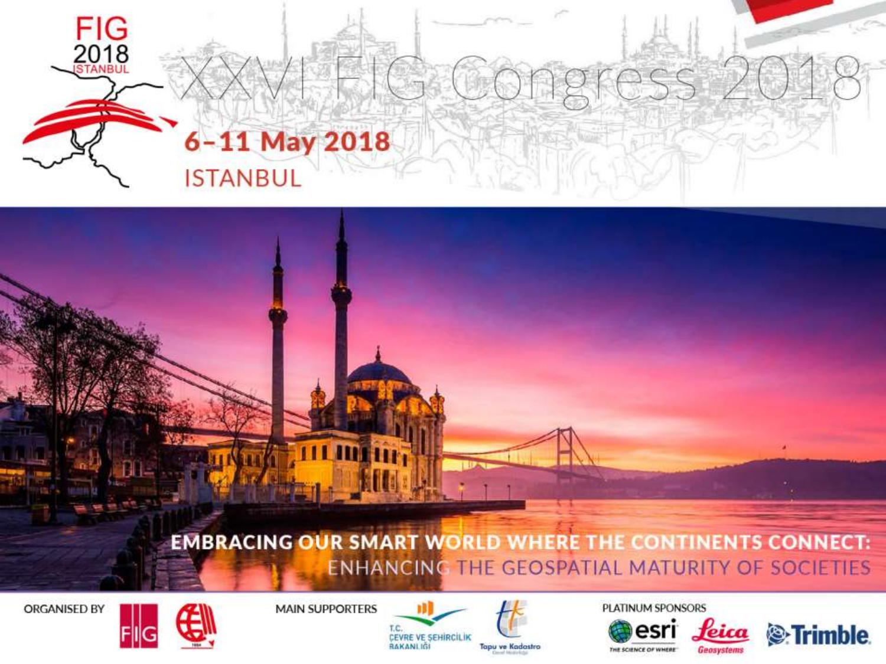# XXVI FIG Congress 2018

## 6–11 May 2018

## ISTANBUL

**EMBRACING OUR SMART WORLD WHERE THE CONTINENTS CONNECT:**

ENHANCING THE GEOSPATIAL MATURITY OF SOCIETIES

ORGANISED BY

MAIN SUPPORTERS

PLATINUM SPONSORS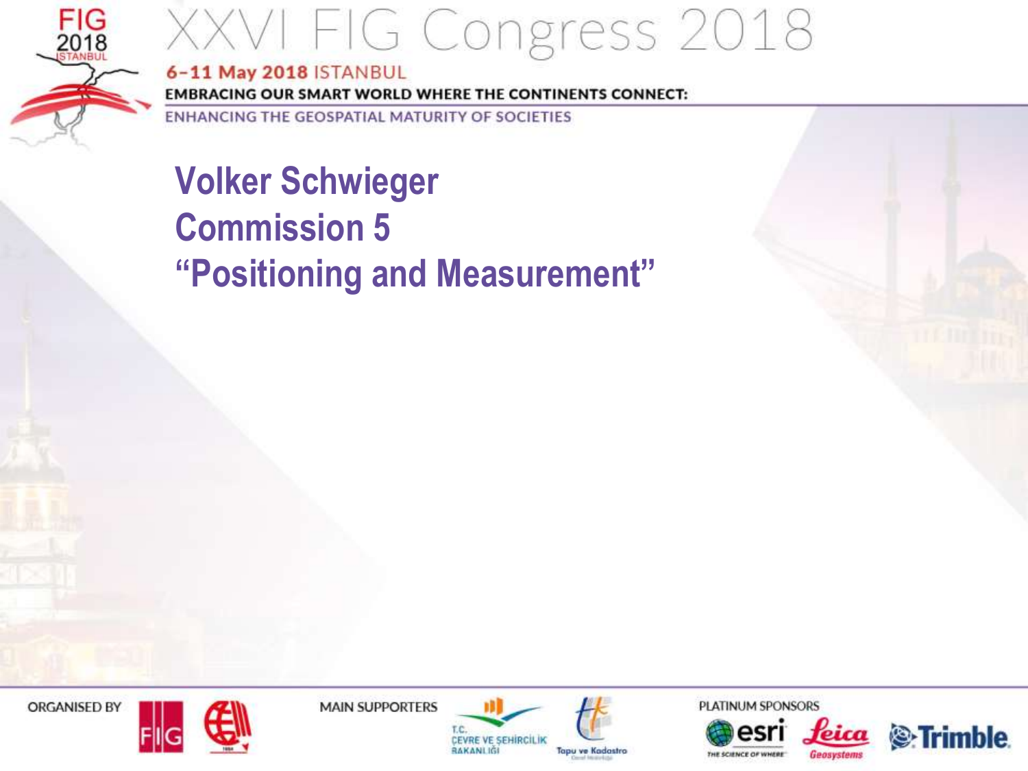**Volker Schwieger**
**Commission 5**
**“Positioning and Measurement”**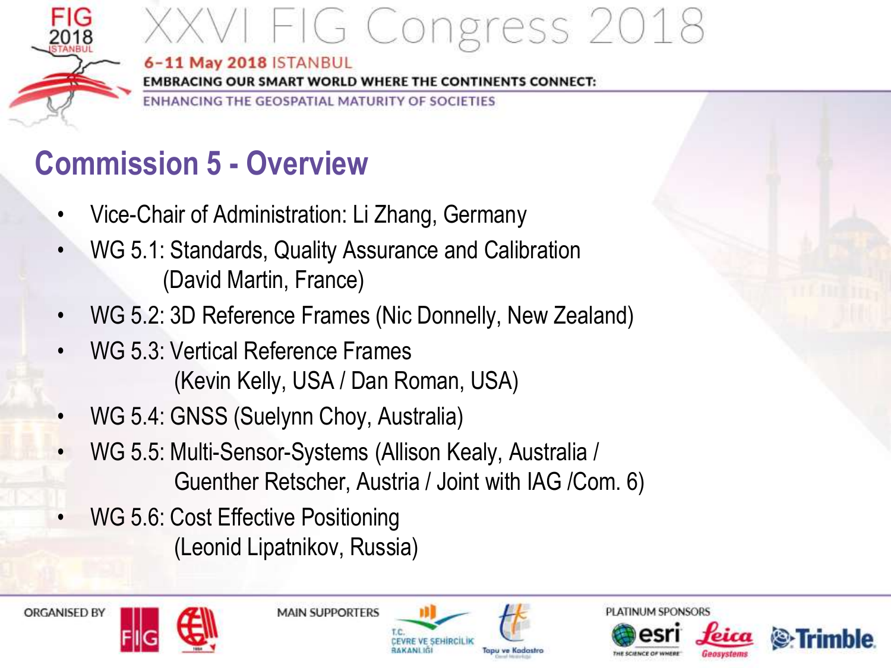## Commission 5 - Overview

- Vice-Chair of Administration: Li Zhang, Germany
- WG 5.1: Standards, Quality Assurance and Calibration (David Martin, France)
- WG 5.2: 3D Reference Frames (Nic Donnelly, New Zealand)
- WG 5.3: Vertical Reference Frames (Kevin Kelly, USA / Dan Roman, USA)
- WG 5.4: GNSS (Suelynn Choy, Australia)
- WG 5.5: Multi-Sensor-Systems (Allison Kealy, Australia / Guenther Retscher, Austria / Joint with IAG /Com. 6)
- WG 5.6: Cost Effective Positioning (Leonid Lipatnikov, Russia)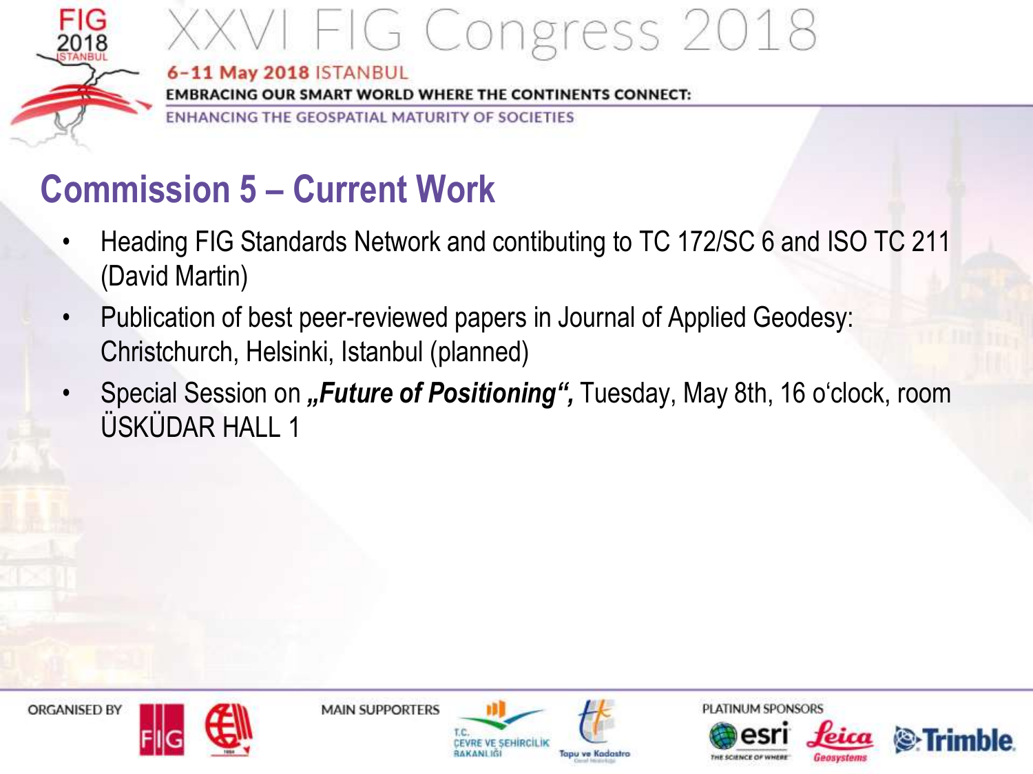## Commission 5 – Current Work

- Heading FIG Standards Network and contibuting to TC 172/SC 6 and ISO TC 211 (David Martin)
- Publication of best peer-reviewed papers in Journal of Applied Geodesy: Christchurch, Helsinki, Istanbul (planned)
- Special Session on ***„Future of Positioning“,*** Tuesday, May 8th, 16 o'clock, room ÜSKÜDAR HALL 1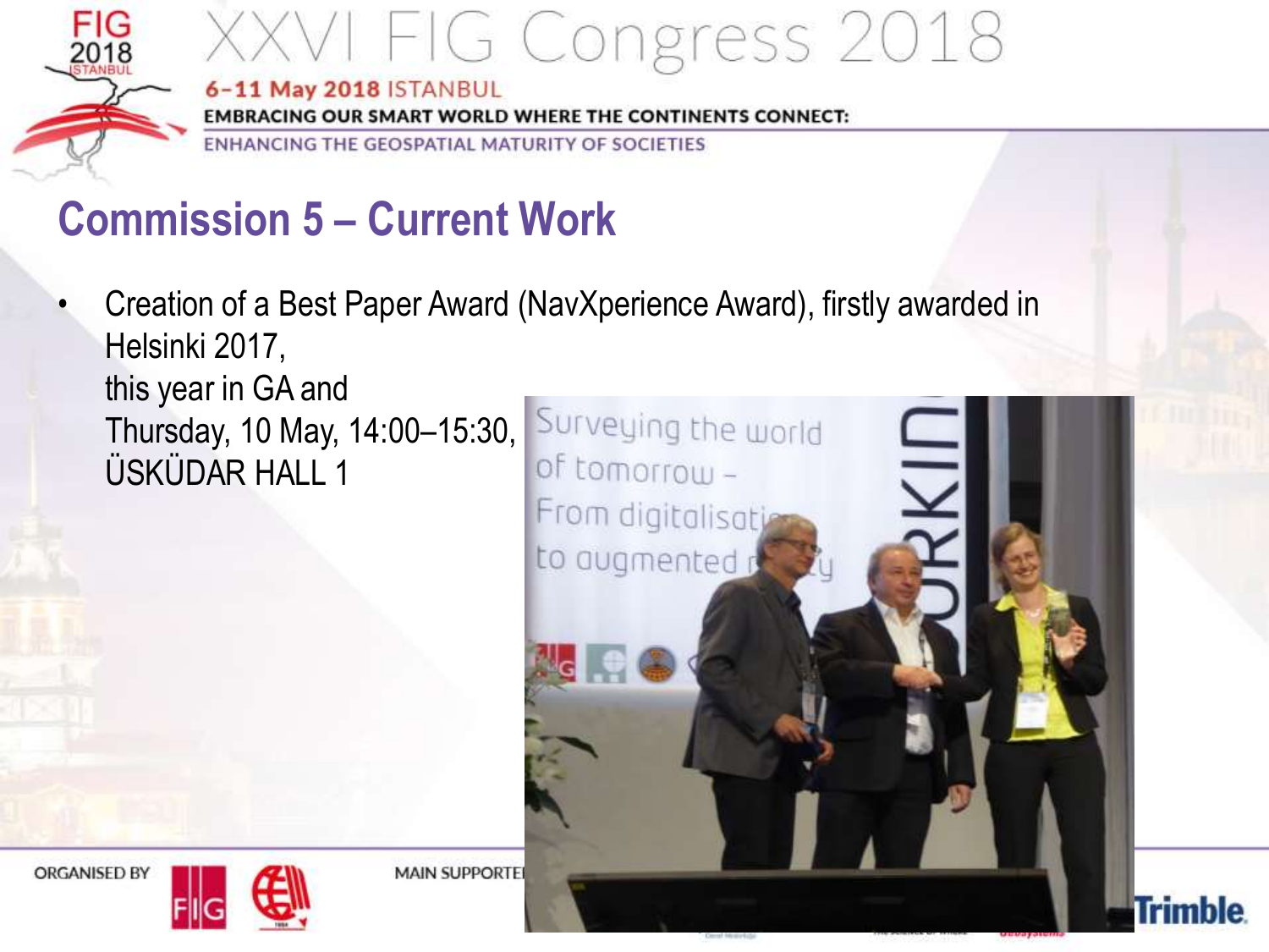## Commission 5 – Current Work

- Creation of a Best Paper Award (NavXperience Award), firstly awarded in Helsinki 2017,
  this year in GA and
  Thursday, 10 May, 14:00–15:30, ÜSKÜDAR HALL 1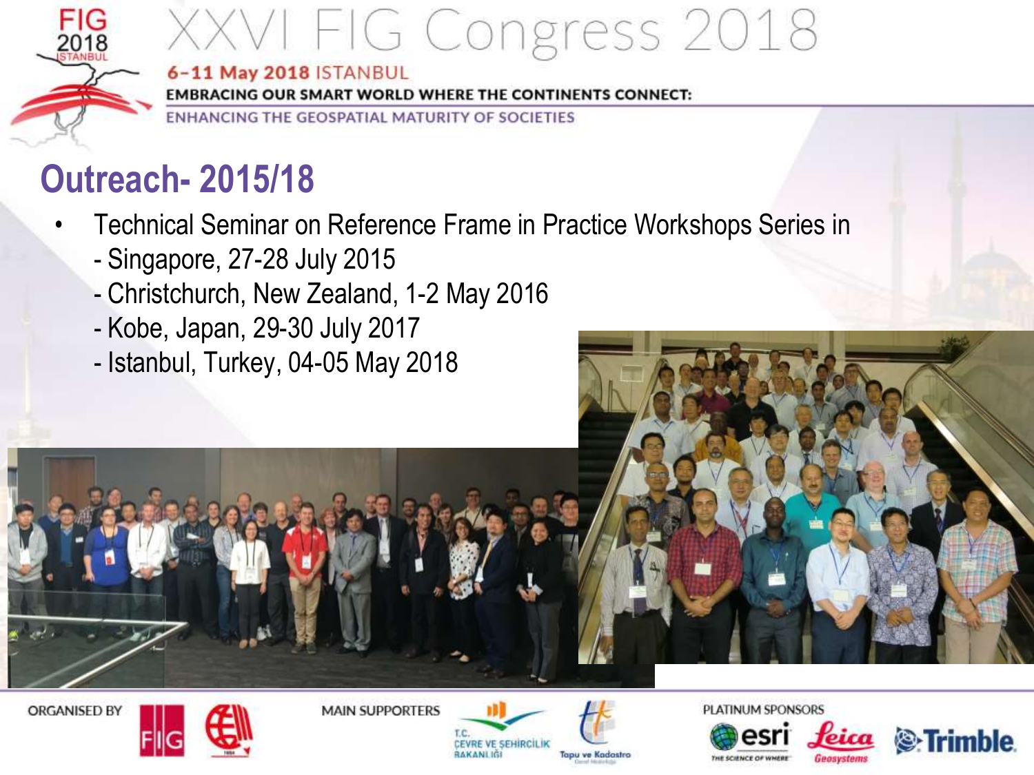## Outreach- 2015/18

- Technical Seminar on Reference Frame in Practice Workshops Series in
  - Singapore, 27-28 July 2015
  - Christchurch, New Zealand, 1-2 May 2016
  - Kobe, Japan, 29-30 July 2017
  - Istanbul, Turkey, 04-05 May 2018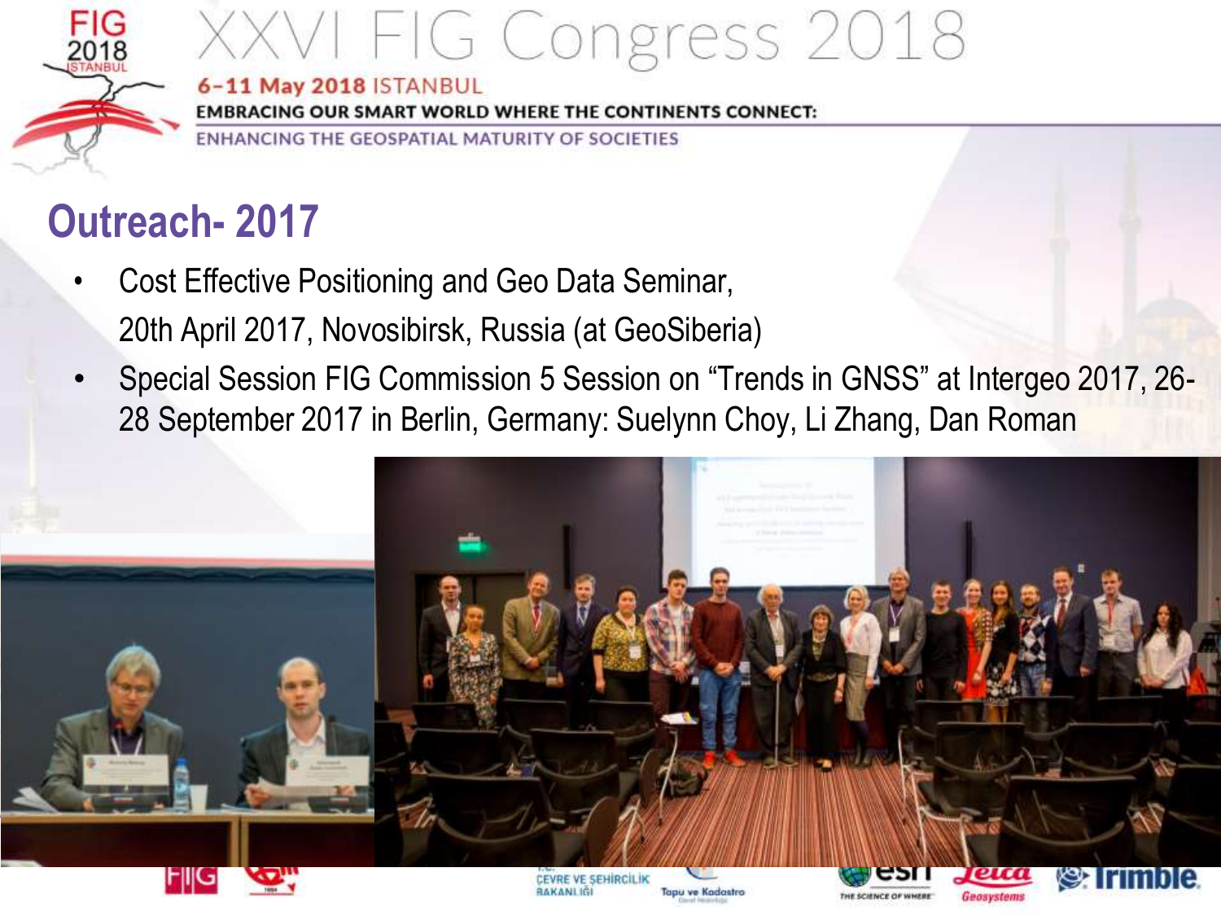## Outreach- 2017

- Cost Effective Positioning and Geo Data Seminar, 20th April 2017, Novosibirsk, Russia (at GeoSiberia)
- Special Session FIG Commission 5 Session on "Trends in GNSS" at Intergeo 2017, 26-28 September 2017 in Berlin, Germany: Suelynn Choy, Li Zhang, Dan Roman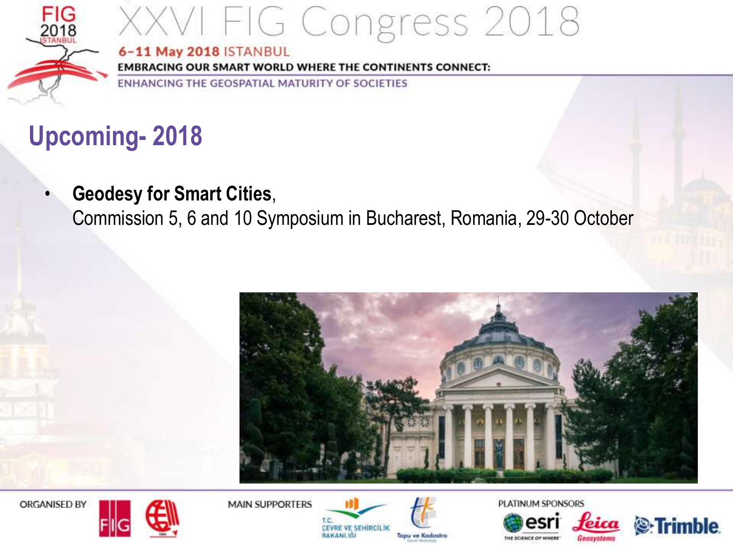## Upcoming- 2018

- **Geodesy for Smart Cities**,
  Commission 5, 6 and 10 Symposium in Bucharest, Romania, 29-30 October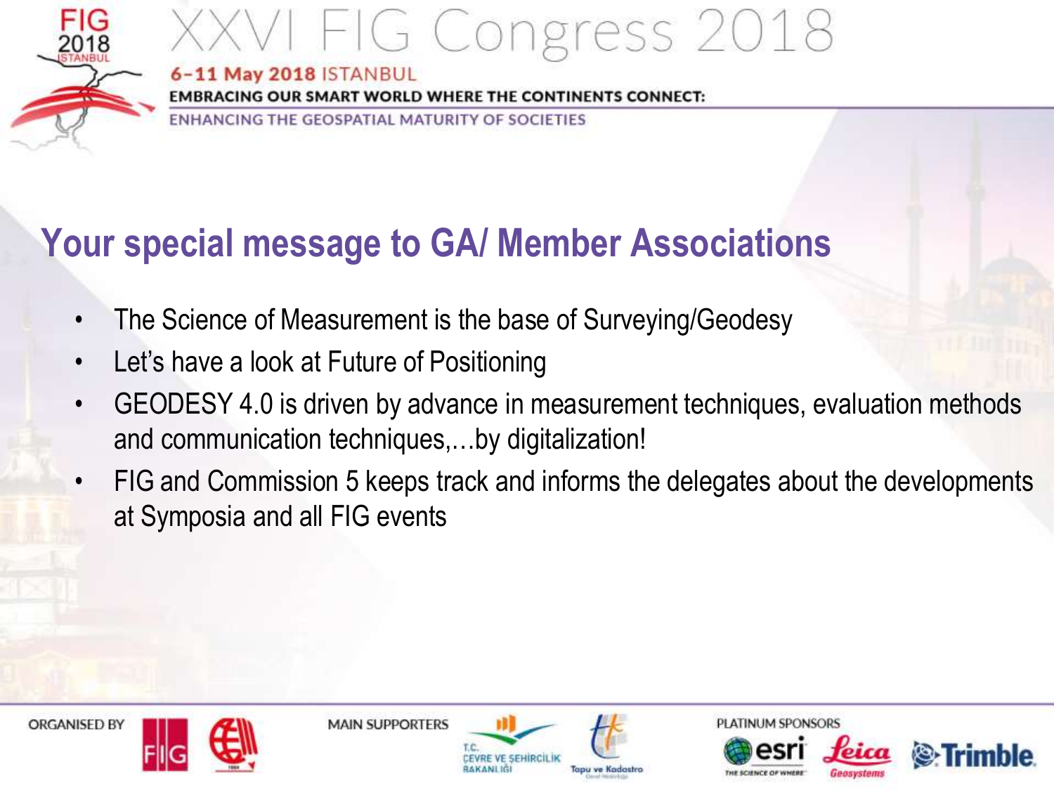## Your special message to GA/ Member Associations

- The Science of Measurement is the base of Surveying/Geodesy
- Let's have a look at Future of Positioning
- GEODESY 4.0 is driven by advance in measurement techniques, evaluation methods and communication techniques,…by digitalization!
- FIG and Commission 5 keeps track and informs the delegates about the developments at Symposia and all FIG events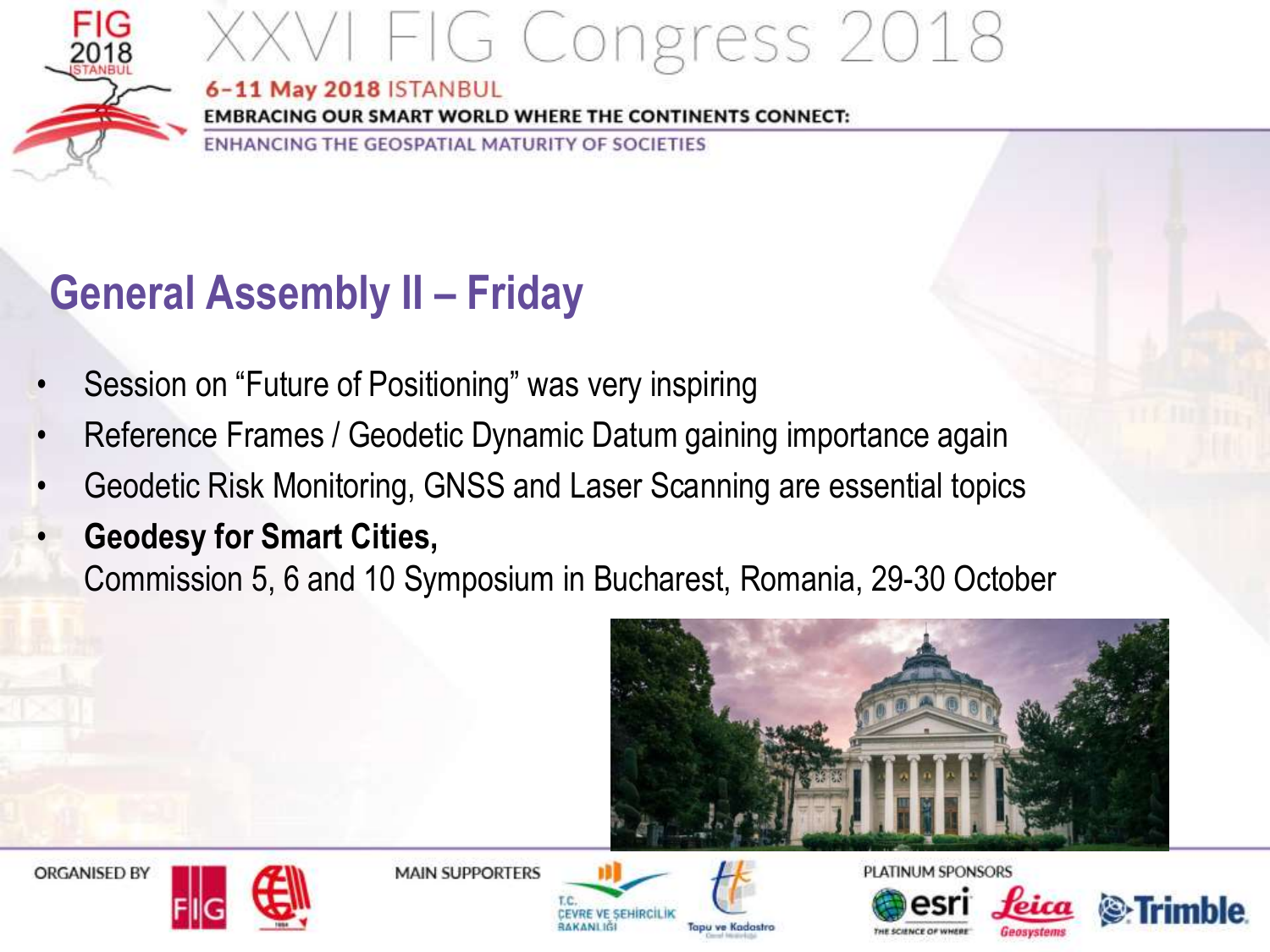## General Assembly II – Friday

- Session on "Future of Positioning" was very inspiring
- Reference Frames / Geodetic Dynamic Datum gaining importance again
- Geodetic Risk Monitoring, GNSS and Laser Scanning are essential topics
- **Geodesy for Smart Cities,**
  Commission 5, 6 and 10 Symposium in Bucharest, Romania, 29-30 October